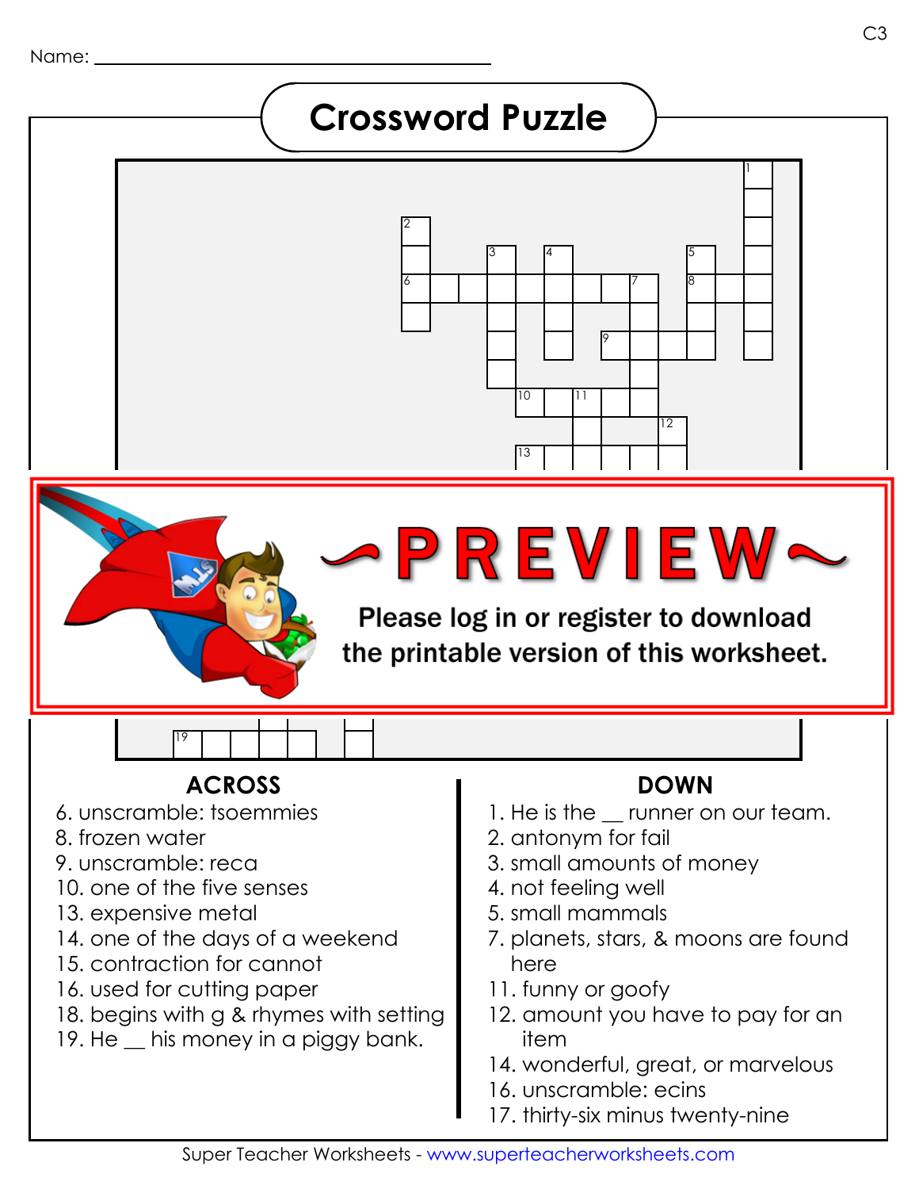Name: ______________________________

# Crossword Puzzle

~PREVIEW~

Please log in or register to download the printable version of this worksheet.

## ACROSS

6. unscramble: tsoemmies
8. frozen water
9. unscramble: reca
10. one of the five senses
13. expensive metal
14. one of the days of a weekend
15. contraction for cannot
16. used for cutting paper
18. begins with g & rhymes with setting
19. He __ his money in a piggy bank.

## DOWN

1. He is the __ runner on our team.
2. antonym for fail
3. small amounts of money
4. not feeling well
5. small mammals
7. planets, stars, & moons are found here
11. funny or goofy
12. amount you have to pay for an item
14. wonderful, great, or marvelous
16. unscramble: ecins
17. thirty-six minus twenty-nine

Super Teacher Worksheets - www.superteacherworksheets.com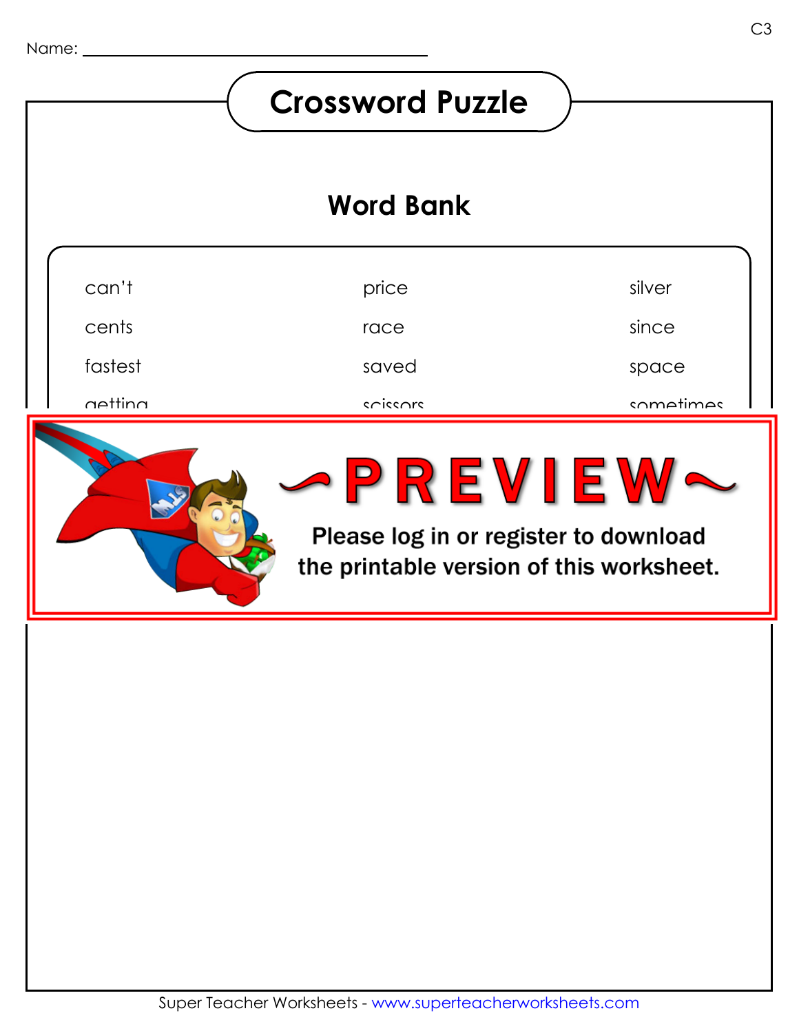Name: ___________________________________

# Crossword Puzzle

## Word Bank

| | | |
|---|---|---|
| can't | price | silver |
| cents | race | since |
| fastest | saved | space |
| getting | scissors | sometimes |

~PREVIEW~

Please log in or register to download the printable version of this worksheet.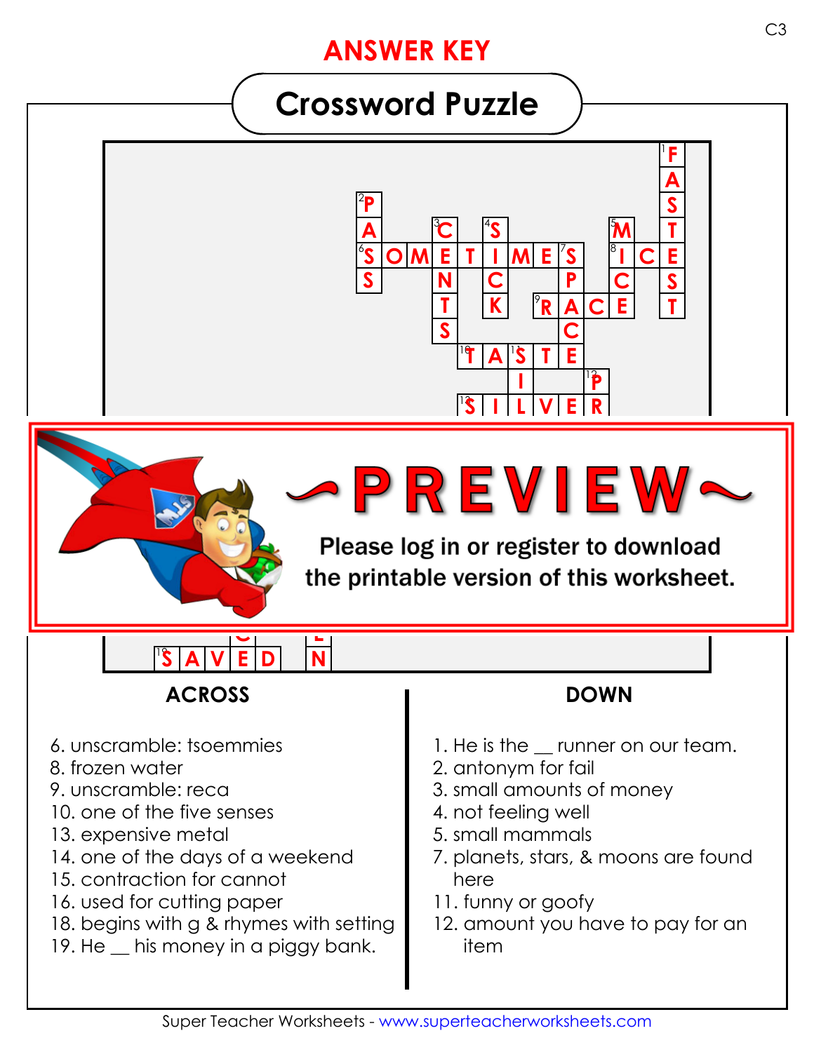# ANSWER KEY

## Crossword Puzzle

~PREVIEW~

Please log in or register to download the printable version of this worksheet.

### ACROSS

6. unscramble: tsoemmies
8. frozen water
9. unscramble: reca
10. one of the five senses
13. expensive metal
14. one of the days of a weekend
15. contraction for cannot
16. used for cutting paper
18. begins with g & rhymes with setting
19. He __ his money in a piggy bank.

### DOWN

1. He is the __ runner on our team.
2. antonym for fail
3. small amounts of money
4. not feeling well
5. small mammals
7. planets, stars, & moons are found here
11. funny or goofy
12. amount you have to pay for an item

Super Teacher Worksheets - www.superteacherworksheets.com